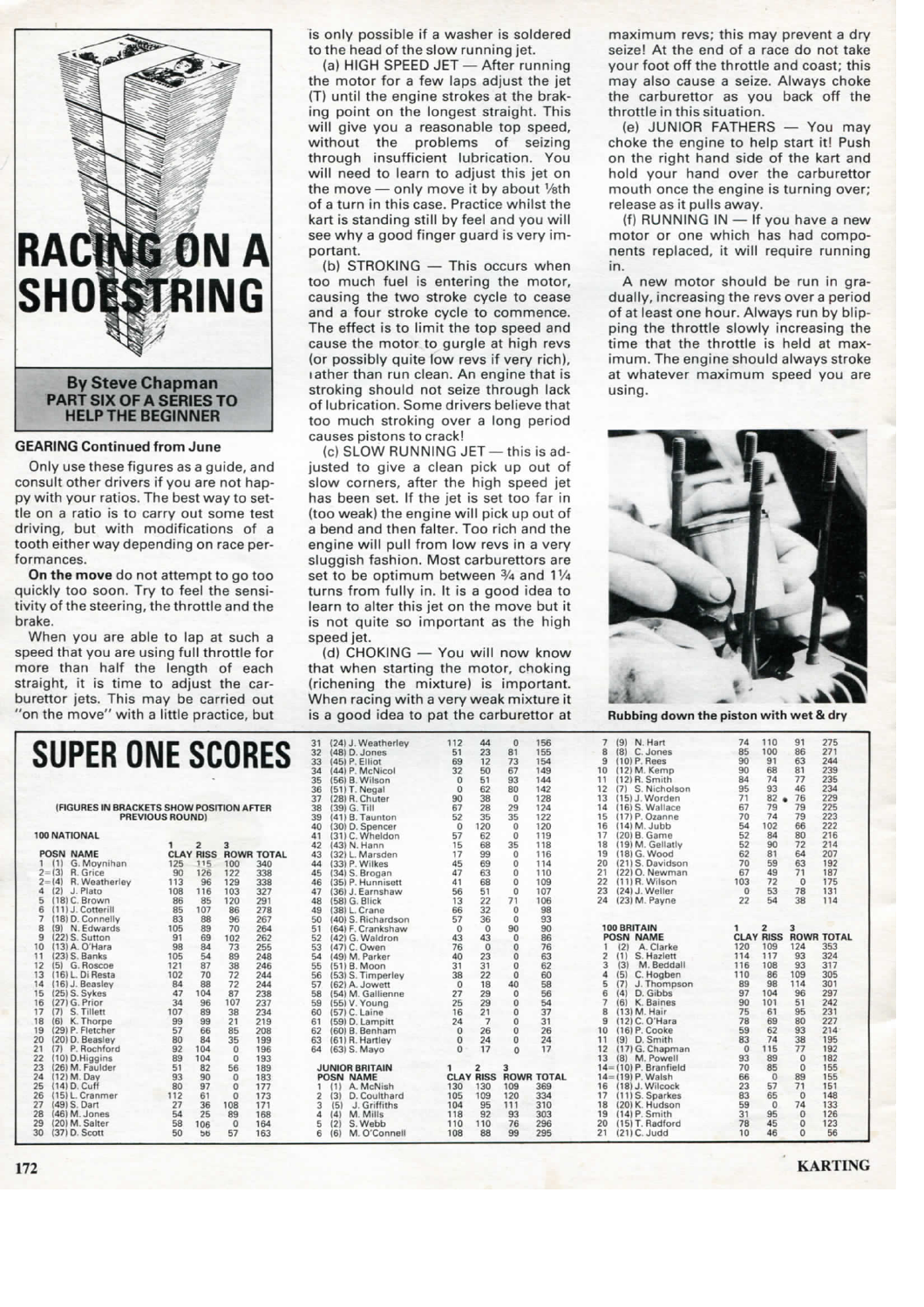# RACING ON A SHOESTRING

**By Steve Chapman**
**PART SIX OF A SERIES TO HELP THE BEGINNER**

### GEARING Continued from June

Only use these figures as a guide, and consult other drivers if you are not happy with your ratios. The best way to settle on a ratio is to carry out some test driving, but with modifications of a tooth either way depending on race performances.

**On the move** do not attempt to go too quickly too soon. Try to feel the sensitivity of the steering, the throttle and the brake.

When you are able to lap at such a speed that you are using full throttle for more than half the length of each straight, it is time to adjust the carburettor jets. This may be carried out "on the move" with a little practice, but is only possible if a washer is soldered to the head of the slow running jet.

(a) HIGH SPEED JET — After running the motor for a few laps adjust the jet (T) until the engine strokes at the braking point on the longest straight. This will give you a reasonable top speed, without the problems of seizing through insufficient lubrication. You will need to learn to adjust this jet on the move — only move it by about ⅛th of a turn in this case. Practice whilst the kart is standing still by feel and you will see why a good finger guard is very important.

(b) STROKING — This occurs when too much fuel is entering the motor, causing the two stroke cycle to cease and a four stroke cycle to commence. The effect is to limit the top speed and cause the motor to gurgle at high revs (or possibly quite low revs if very rich), rather than run clean. An engine that is stroking should not seize through lack of lubrication. Some drivers believe that too much stroking over a long period causes pistons to crack!

(c) SLOW RUNNING JET — this is adjusted to give a clean pick up out of slow corners, after the high speed jet has been set. If the jet is set too far in (too weak) the engine will pick up out of a bend and then falter. Too rich and the engine will pull from low revs in a very sluggish fashion. Most carburettors are set to be optimum between ¾ and 1¼ turns from fully in. It is a good idea to learn to alter this jet on the move but it is not quite so important as the high speed jet.

(d) CHOKING — You will now know that when starting the motor, choking (richening the mixture) is important. When racing with a very weak mixture it is a good idea to pat the carburettor at maximum revs; this may prevent a dry seize! At the end of a race do not take your foot off the throttle and coast; this may also cause a seize. Always choke the carburettor as you back off the throttle in this situation.

(e) JUNIOR FATHERS — You may choke the engine to help start it! Push on the right hand side of the kart and hold your hand over the carburettor mouth once the engine is turning over; release as it pulls away.

(f) RUNNING IN — If you have a new motor or one which has had components replaced, it will require running in.

A new motor should be run in gradually, increasing the revs over a period of at least one hour. Always run by blipping the throttle slowly increasing the time that the throttle is held at maximum. The engine should always stroke at whatever maximum speed you are using.

Rubbing down the piston with wet & dry

# SUPER ONE SCORES

(FIGURES IN BRACKETS SHOW POSITION AFTER PREVIOUS ROUND)

### 100 NATIONAL

| POSN | NAME | 1 CLAY | 2 RISS | 3 ROWR | TOTAL |
|---|---|---|---|---|---|
| 1 | (1) G. Moynihan | 125 | 115 | 100 | 340 |
| 2= | (3) R. Grice | 90 | 126 | 122 | 338 |
| 2= | (4) R. Weatherley | 113 | 96 | 129 | 338 |
| 4 | (2) J. Plato | 108 | 116 | 103 | 327 |
| 5 | (18) C. Brown | 86 | 85 | 120 | 291 |
| 6 | (11) J. Cotterill | 85 | 107 | 86 | 278 |
| 7 | (18) D. Connelly | 83 | 88 | 96 | 267 |
| 8 | (9) N. Edwards | 105 | 89 | 70 | 264 |
| 9 | (22) S. Sutton | 91 | 69 | 102 | 262 |
| 10 | (13) A. O'Hara | 98 | 84 | 73 | 255 |
| 11 | (23) S. Banks | 105 | 54 | 89 | 248 |
| 12 | (5) G. Roscoe | 121 | 87 | 38 | 246 |
| 13 | (16) L. Di Resta | 102 | 70 | 72 | 244 |
| 14 | (16) J. Beasley | 84 | 88 | 72 | 244 |
| 15 | (25) S. Sykes | 47 | 104 | 87 | 238 |
| 16 | (27) G. Prior | 34 | 96 | 107 | 237 |
| 17 | (7) S. Tillett | 107 | 89 | 38 | 234 |
| 18 | (6) K. Thorpe | 99 | 99 | 21 | 219 |
| 19 | (29) P. Fletcher | 57 | 66 | 85 | 208 |
| 20 | (20) D. Beasley | 80 | 84 | 35 | 199 |
| 21 | (7) P. Rochford | 92 | 104 | 0 | 196 |
| 22 | (10) D. Higgins | 89 | 104 | 0 | 193 |
| 23 | (26) M. Faulder | 51 | 82 | 56 | 189 |
| 24 | (12) M. Day | 93 | 90 | 0 | 183 |
| 25 | (14) D. Cuff | 80 | 97 | 0 | 177 |
| 26 | (15) L. Cranmer | 112 | 61 | 0 | 173 |
| 27 | (49) S. Dart | 27 | 36 | 108 | 171 |
| 28 | (46) M. Jones | 54 | 25 | 89 | 168 |
| 29 | (20) M. Salter | 58 | 106 | 0 | 164 |
| 30 | (37) D. Scott | 50 | 56 | 57 | 163 |
| 31 | (24) J. Weatherley | 112 | 44 | 0 | 156 |
| 32 | (48) D. Jones | 51 | 23 | 81 | 155 |
| 33 | (45) P. Elliot | 69 | 12 | 73 | 154 |
| 34 | (44) P. McNicol | 32 | 50 | 67 | 149 |
| 35 | (56) B. Wilson | 0 | 51 | 93 | 144 |
| 36 | (51) T. Negal | 0 | 62 | 80 | 142 |
| 37 | (28) R. Chuter | 90 | 38 | 0 | 128 |
| 38 | (39) G. Till | 67 | 28 | 29 | 124 |
| 39 | (41) B. Taunton | 52 | 35 | 35 | 122 |
| 40 | (30) D. Spencer | 0 | 120 | 0 | 120 |
| 41 | (31) C. Wheldon | 57 | 62 | 0 | 119 |
| 42 | (43) N. Hann | 15 | 68 | 35 | 118 |
| 43 | (32) L. Marsden | 17 | 99 | 0 | 116 |
| 44 | (33) P. Wilkes | 45 | 69 | 0 | 114 |
| 45 | (34) S. Brogan | 47 | 63 | 0 | 110 |
| 46 | (35) P. Hunnisett | 41 | 68 | 0 | 109 |
| 47 | (36) J. Earnshaw | 56 | 51 | 0 | 107 |
| 48 | (58) G. Blick | 13 | 22 | 71 | 106 |
| 49 | (38) L. Crane | 66 | 32 | 0 | 98 |
| 50 | (40) S. Richardson | 57 | 36 | 0 | 93 |
| 51 | (64) F. Crankshaw | 0 | 0 | 90 | 90 |
| 52 | (42) G. Waldron | 43 | 43 | 0 | 86 |
| 53 | (47) C. Owen | 76 | 0 | 0 | 76 |
| 54 | (49) M. Parker | 40 | 23 | 0 | 63 |
| 55 | (51) B. Moon | 31 | 31 | 0 | 62 |
| 56 | (53) S. Timperley | 38 | 22 | 0 | 60 |
| 57 | (62) A. Jowett | 0 | 18 | 40 | 58 |
| 58 | (54) M. Gallienne | 27 | 29 | 0 | 56 |
| 59 | (55) V. Young | 25 | 29 | 0 | 54 |
| 60 | (57) C. Laine | 16 | 21 | 0 | 37 |
| 61 | (59) D. Lampitt | 24 | 7 | 0 | 31 |
| 62 | (60) B. Benham | 0 | 26 | 0 | 26 |
| 63 | (61) R. Hartley | 0 | 24 | 0 | 24 |
| 64 | (63) S. Mayo | 0 | 17 | 0 | 17 |

### JUNIOR BRITAIN

| POSN | NAME | 1 CLAY | 2 RISS | 3 ROWR | TOTAL |
|---|---|---|---|---|---|
| 1 | (1) A. McNish | 130 | 130 | 109 | 369 |
| 2 | (3) D. Coulthard | 105 | 109 | 120 | 334 |
| 3 | (5) J. Griffiths | 104 | 95 | 111 | 310 |
| 4 | (4) M. Mills | 118 | 92 | 93 | 303 |
| 5 | (2) S. Webb | 110 | 110 | 76 | 296 |
| 6 | (6) M. O'Connell | 108 | 88 | 99 | 295 |
| 7 | (9) N. Hart | 74 | 110 | 91 | 275 |
| 8 | (8) C. Jones | 85 | 100 | 86 | 271 |
| 9 | (10) P. Rees | 90 | 91 | 63 | 244 |
| 10 | (12) M. Kemp | 90 | 68 | 81 | 239 |
| 11 | (12) R. Smith | 84 | 74 | 77 | 235 |
| 12 | (7) S. Nicholson | 95 | 93 | 46 | 234 |
| 13 | (15) J. Worden | 71 | 82 | 76 | 229 |
| 14 | (16) S. Wallace | 67 | 79 | 79 | 225 |
| 15 | (17) P. Ozanne | 70 | 74 | 79 | 223 |
| 16 | (14) M. Jubb | 54 | 102 | 66 | 222 |
| 17 | (20) B. Game | 52 | 84 | 80 | 216 |
| 18 | (19) M. Gellatly | 52 | 90 | 72 | 214 |
| 19 | (18) G. Wood | 62 | 81 | 64 | 207 |
| 20 | (21) S. Davidson | 70 | 59 | 63 | 192 |
| 21 | (22) O. Newman | 67 | 49 | 71 | 187 |
| 22 | (11) R. Wilson | 103 | 72 | 0 | 175 |
| 23 | (24) J. Weller | 0 | 53 | 78 | 131 |
| 24 | (23) M. Payne | 22 | 54 | 38 | 114 |

### 100 BRITAIN

| POSN | NAME | 1 CLAY | 2 RISS | 3 ROWR | TOTAL |
|---|---|---|---|---|---|
| 1 | (2) A. Clarke | 120 | 109 | 124 | 353 |
| 2 | (1) S. Hazlett | 114 | 117 | 93 | 324 |
| 3 | (3) M. Beddall | 116 | 108 | 93 | 317 |
| 4 | (5) C. Hogben | 110 | 86 | 109 | 305 |
| 5 | (7) J. Thompson | 89 | 98 | 114 | 301 |
| 6 | (4) D. Gibbs | 97 | 104 | 96 | 297 |
| 7 | (6) K. Baines | 90 | 101 | 51 | 242 |
| 8 | (13) M. Hair | 75 | 61 | 95 | 231 |
| 9 | (12) C. O'Hara | 78 | 69 | 80 | 227 |
| 10 | (16) P. Cooke | 59 | 62 | 93 | 214 |
| 11 | (9) D. Smith | 83 | 74 | 38 | 195 |
| 12 | (17) G. Chapman | 0 | 115 | 77 | 192 |
| 13 | (8) M. Powell | 93 | 89 | 0 | 182 |
| 14= | (10) P. Branfield | 70 | 85 | 0 | 155 |
| 14= | (19) P. Walsh | 66 | 0 | 89 | 155 |
| 16 | (18) J. Wilcock | 23 | 57 | 71 | 151 |
| 17 | (11) S. Sparkes | 83 | 65 | 0 | 148 |
| 18 | (20) K. Hudson | 59 | 0 | 74 | 133 |
| 19 | (14) P. Smith | 31 | 95 | 0 | 126 |
| 20 | (15) T. Radford | 78 | 45 | 0 | 123 |
| 21 | (21) C. Judd | 10 | 46 | 0 | 56 |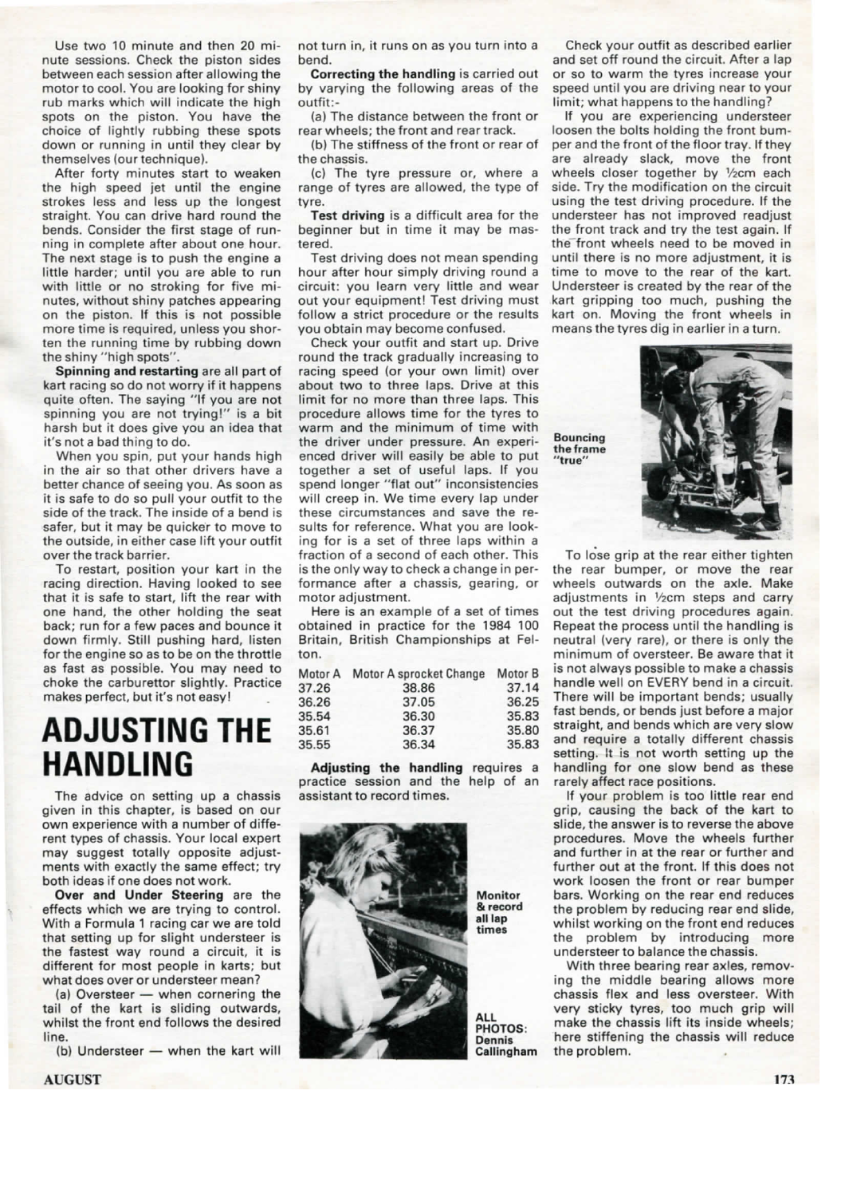Use two 10 minute and then 20 minute sessions. Check the piston sides between each session after allowing the motor to cool. You are looking for shiny rub marks which will indicate the high spots on the piston. You have the choice of lightly rubbing these spots down or running in until they clear by themselves (our technique).

After forty minutes start to weaken the high speed jet until the engine strokes less and less up the longest straight. You can drive hard round the bends. Consider the first stage of running in complete after about one hour. The next stage is to push the engine a little harder; until you are able to run with little or no stroking for five minutes, without shiny patches appearing on the piston. If this is not possible more time is required, unless you shorten the running time by rubbing down the shiny "high spots".

**Spinning and restarting** are all part of kart racing so do not worry if it happens quite often. The saying "If you are not spinning you are not trying!" is a bit harsh but it does give you an idea that it's not a bad thing to do.

When you spin, put your hands high in the air so that other drivers have a better chance of seeing you. As soon as it is safe to do so pull your outfit to the side of the track. The inside of a bend is safer, but it may be quicker to move to the outside, in either case lift your outfit over the track barrier.

To restart, position your kart in the racing direction. Having looked to see that it is safe to start, lift the rear with one hand, the other holding the seat back; run for a few paces and bounce it down firmly. Still pushing hard, listen for the engine so as to be on the throttle as fast as possible. You may need to choke the carburettor slightly. Practice makes perfect, but it's not easy!

# ADJUSTING THE HANDLING

The advice on setting up a chassis given in this chapter, is based on our own experience with a number of different types of chassis. Your local expert may suggest totally opposite adjustments with exactly the same effect; try both ideas if one does not work.

**Over and Under Steering** are the effects which we are trying to control. With a Formula 1 racing car we are told that setting up for slight understeer is the fastest way round a circuit, it is different for most people in karts; but what does over or understeer mean?

(a) Oversteer — when cornering the tail of the kart is sliding outwards, whilst the front end follows the desired line.

(b) Understeer — when the kart will not turn in, it runs on as you turn into a bend.

**Correcting the handling** is carried out by varying the following areas of the outfit:-

(a) The distance between the front or rear wheels; the front and rear track.

(b) The stiffness of the front or rear of the chassis.

(c) The tyre pressure or, where a range of tyres are allowed, the type of tyre.

**Test driving** is a difficult area for the beginner but in time it may be mastered.

Test driving does not mean spending hour after hour simply driving round a circuit: you learn very little and wear out your equipment! Test driving must follow a strict procedure or the results you obtain may become confused.

Check your outfit and start up. Drive round the track gradually increasing to racing speed (or your own limit) over about two to three laps. Drive at this limit for no more than three laps. This procedure allows time for the tyres to warm and the minimum of time with the driver under pressure. An experienced driver will easily be able to put together a set of useful laps. If you spend longer "flat out" inconsistencies will creep in. We time every lap under these circumstances and save the results for reference. What you are looking for is a set of three laps within a fraction of a second of each other. This is the only way to check a change in performance after a chassis, gearing, or motor adjustment.

Here is an example of a set of times obtained in practice for the 1984 100 Britain, British Championships at Felton.

| Motor A | Motor A sprocket Change | Motor B |
|---|---|---|
| 37.26 | 38.86 | 37.14 |
| 36.26 | 37.05 | 36.25 |
| 35.54 | 36.30 | 35.83 |
| 35.61 | 36.37 | 35.80 |
| 35.55 | 36.34 | 35.83 |

**Adjusting the handling** requires a practice session and the help of an assistant to record times.

Monitor & record all lap times

ALL PHOTOS: Dennis Callingham

Check your outfit as described earlier and set off round the circuit. After a lap or so to warm the tyres increase your speed until you are driving near to your limit; what happens to the handling?

If you are experiencing understeer loosen the bolts holding the front bumper and the front of the floor tray. If they are already slack, move the front wheels closer together by ½cm each side. Try the modification on the circuit using the test driving procedure. If the understeer has not improved readjust the front track and try the test again. If the front wheels need to be moved in until there is no more adjustment, it is time to move to the rear of the kart. Understeer is created by the rear of the kart gripping too much, pushing the kart on. Moving the front wheels in means the tyres dig in earlier in a turn.

Bouncing the frame "true"

To lose grip at the rear either tighten the rear bumper, or move the rear wheels outwards on the axle. Make adjustments in ½cm steps and carry out the test driving procedures again. Repeat the process until the handling is neutral (very rare), or there is only the minimum of oversteer. Be aware that it is not always possible to make a chassis handle well on EVERY bend in a circuit. There will be important bends; usually fast bends, or bends just before a major straight, and bends which are very slow and require a totally different chassis setting. It is not worth setting up the handling for one slow bend as these rarely affect race positions.

If your problem is too little rear end grip, causing the back of the kart to slide, the answer is to reverse the above procedures. Move the wheels further and further in at the rear or further and further out at the front. If this does not work loosen the front or rear bumper bars. Working on the rear end reduces the problem by reducing rear end slide, whilst working on the front end reduces the problem by introducing more understeer to balance the chassis.

With three bearing rear axles, removing the middle bearing allows more chassis flex and less oversteer. With very sticky tyres, too much grip will make the chassis lift its inside wheels; here stiffening the chassis will reduce the problem.